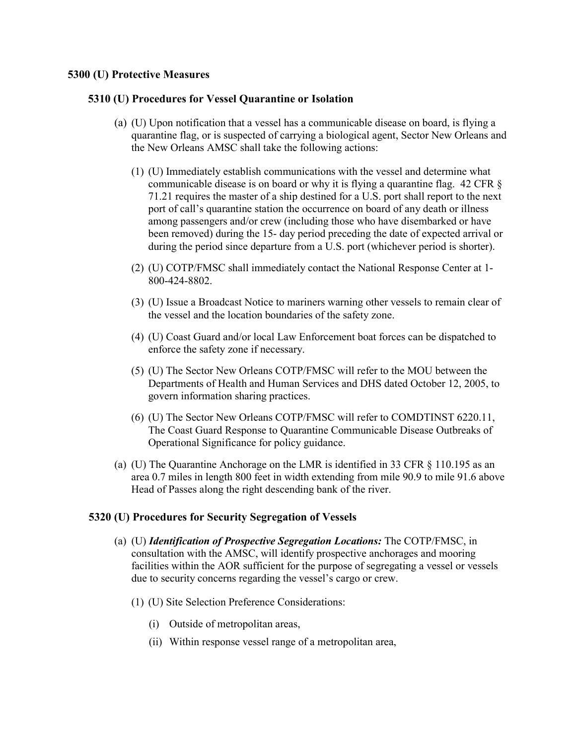## 5300 (U) Protective Measures

### 5310 (U) Procedures for Vessel Quarantine or Isolation

(a) (U) Upon notification that a vessel has a communicable disease on board, is flying a quarantine flag, or is suspected of carrying a biological agent, Sector New Orleans and the New Orleans AMSC shall take the following actions:

(1) (U) Immediately establish communications with the vessel and determine what communicable disease is on board or why it is flying a quarantine flag. 42 CFR § 71.21 requires the master of a ship destined for a U.S. port shall report to the next port of call's quarantine station the occurrence on board of any death or illness among passengers and/or crew (including those who have disembarked or have been removed) during the 15- day period preceding the date of expected arrival or during the period since departure from a U.S. port (whichever period is shorter).

(2) (U) COTP/FMSC shall immediately contact the National Response Center at 1-800-424-8802.

(3) (U) Issue a Broadcast Notice to mariners warning other vessels to remain clear of the vessel and the location boundaries of the safety zone.

(4) (U) Coast Guard and/or local Law Enforcement boat forces can be dispatched to enforce the safety zone if necessary.

(5) (U) The Sector New Orleans COTP/FMSC will refer to the MOU between the Departments of Health and Human Services and DHS dated October 12, 2005, to govern information sharing practices.

(6) (U) The Sector New Orleans COTP/FMSC will refer to COMDTINST 6220.11, The Coast Guard Response to Quarantine Communicable Disease Outbreaks of Operational Significance for policy guidance.

(a) (U) The Quarantine Anchorage on the LMR is identified in 33 CFR § 110.195 as an area 0.7 miles in length 800 feet in width extending from mile 90.9 to mile 91.6 above Head of Passes along the right descending bank of the river.

### 5320 (U) Procedures for Security Segregation of Vessels

(a) (U) ***Identification of Prospective Segregation Locations:*** The COTP/FMSC, in consultation with the AMSC, will identify prospective anchorages and mooring facilities within the AOR sufficient for the purpose of segregating a vessel or vessels due to security concerns regarding the vessel's cargo or crew.

(1) (U) Site Selection Preference Considerations:

(i) Outside of metropolitan areas,

(ii) Within response vessel range of a metropolitan area,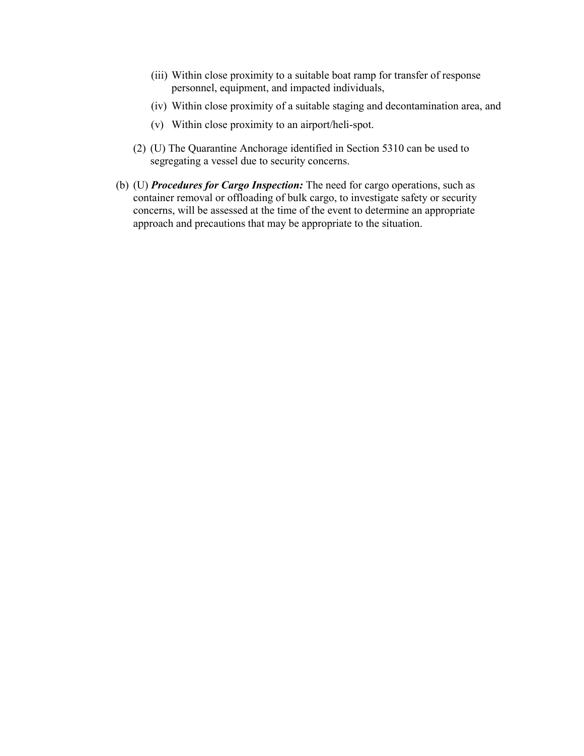(iii) Within close proximity to a suitable boat ramp for transfer of response personnel, equipment, and impacted individuals,

(iv) Within close proximity of a suitable staging and decontamination area, and

(v) Within close proximity to an airport/heli-spot.

(2) (U) The Quarantine Anchorage identified in Section 5310 can be used to segregating a vessel due to security concerns.

(b) (U) ***Procedures for Cargo Inspection:*** The need for cargo operations, such as container removal or offloading of bulk cargo, to investigate safety or security concerns, will be assessed at the time of the event to determine an appropriate approach and precautions that may be appropriate to the situation.